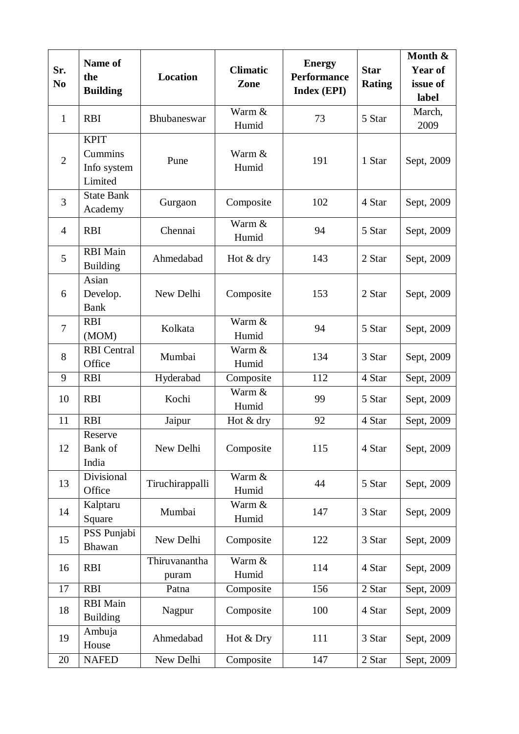| Sr. No | Name of the Building | Location | Climatic Zone | Energy Performance Index (EPI) | Star Rating | Month & Year of issue of label |
|---|---|---|---|---|---|---|
| 1 | RBI | Bhubaneswar | Warm & Humid | 73 | 5 Star | March, 2009 |
| 2 | KPIT Cummins Info system Limited | Pune | Warm & Humid | 191 | 1 Star | Sept, 2009 |
| 3 | State Bank Academy | Gurgaon | Composite | 102 | 4 Star | Sept, 2009 |
| 4 | RBI | Chennai | Warm & Humid | 94 | 5 Star | Sept, 2009 |
| 5 | RBI Main Building | Ahmedabad | Hot & dry | 143 | 2 Star | Sept, 2009 |
| 6 | Asian Develop. Bank | New Delhi | Composite | 153 | 2 Star | Sept, 2009 |
| 7 | RBI (MOM) | Kolkata | Warm & Humid | 94 | 5 Star | Sept, 2009 |
| 8 | RBI Central Office | Mumbai | Warm & Humid | 134 | 3 Star | Sept, 2009 |
| 9 | RBI | Hyderabad | Composite | 112 | 4 Star | Sept, 2009 |
| 10 | RBI | Kochi | Warm & Humid | 99 | 5 Star | Sept, 2009 |
| 11 | RBI | Jaipur | Hot & dry | 92 | 4 Star | Sept, 2009 |
| 12 | Reserve Bank of India | New Delhi | Composite | 115 | 4 Star | Sept, 2009 |
| 13 | Divisional Office | Tiruchirappalli | Warm & Humid | 44 | 5 Star | Sept, 2009 |
| 14 | Kalptaru Square | Mumbai | Warm & Humid | 147 | 3 Star | Sept, 2009 |
| 15 | PSS Punjabi Bhawan | New Delhi | Composite | 122 | 3 Star | Sept, 2009 |
| 16 | RBI | Thiruvananthapuram | Warm & Humid | 114 | 4 Star | Sept, 2009 |
| 17 | RBI | Patna | Composite | 156 | 2 Star | Sept, 2009 |
| 18 | RBI Main Building | Nagpur | Composite | 100 | 4 Star | Sept, 2009 |
| 19 | Ambuja House | Ahmedabad | Hot & Dry | 111 | 3 Star | Sept, 2009 |
| 20 | NAFED | New Delhi | Composite | 147 | 2 Star | Sept, 2009 |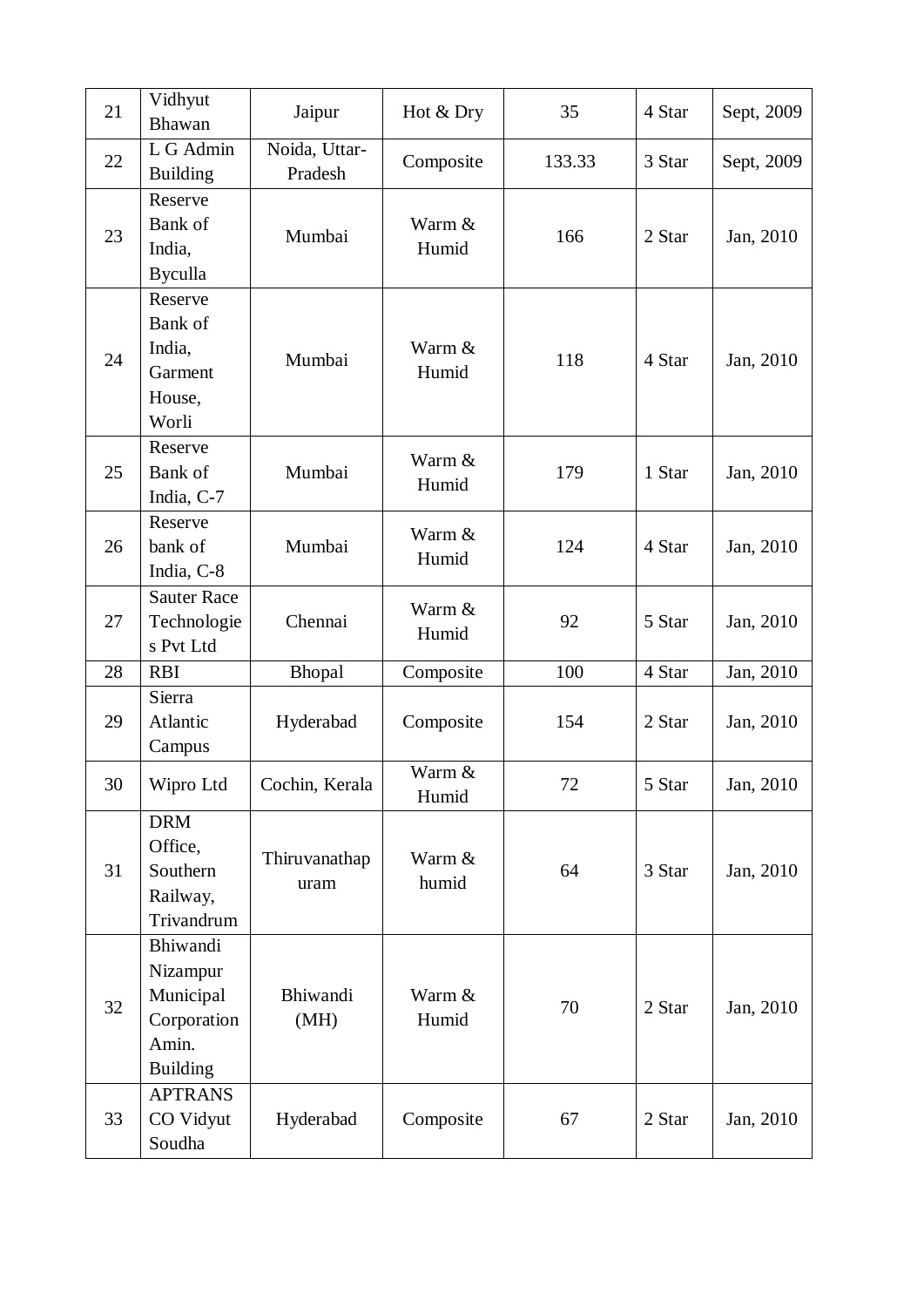| 21 | Vidhyut Bhawan | Jaipur | Hot & Dry | 35 | 4 Star | Sept, 2009 |
|---|---|---|---|---|---|---|
| 22 | L G Admin Building | Noida, Uttar-Pradesh | Composite | 133.33 | 3 Star | Sept, 2009 |
| 23 | Reserve Bank of India, Byculla | Mumbai | Warm & Humid | 166 | 2 Star | Jan, 2010 |
| 24 | Reserve Bank of India, Garment House, Worli | Mumbai | Warm & Humid | 118 | 4 Star | Jan, 2010 |
| 25 | Reserve Bank of India, C-7 | Mumbai | Warm & Humid | 179 | 1 Star | Jan, 2010 |
| 26 | Reserve bank of India, C-8 | Mumbai | Warm & Humid | 124 | 4 Star | Jan, 2010 |
| 27 | Sauter Race Technologies Pvt Ltd | Chennai | Warm & Humid | 92 | 5 Star | Jan, 2010 |
| 28 | RBI | Bhopal | Composite | 100 | 4 Star | Jan, 2010 |
| 29 | Sierra Atlantic Campus | Hyderabad | Composite | 154 | 2 Star | Jan, 2010 |
| 30 | Wipro Ltd | Cochin, Kerala | Warm & Humid | 72 | 5 Star | Jan, 2010 |
| 31 | DRM Office, Southern Railway, Trivandrum | Thiruvanathapuram | Warm & humid | 64 | 3 Star | Jan, 2010 |
| 32 | Bhiwandi Nizampur Municipal Corporation Amin. Building | Bhiwandi (MH) | Warm & Humid | 70 | 2 Star | Jan, 2010 |
| 33 | APTRANSCO Vidyut Soudha | Hyderabad | Composite | 67 | 2 Star | Jan, 2010 |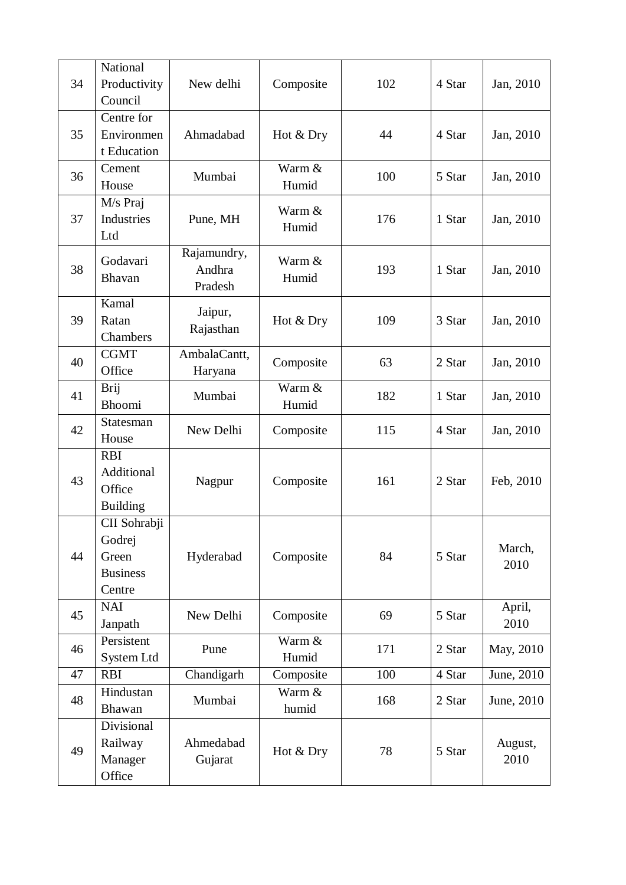| 34 | National Productivity Council | New delhi | Composite | 102 | 4 Star | Jan, 2010 |
|---|---|---|---|---|---|---|
| 35 | Centre for Environmen t Education | Ahmadabad | Hot & Dry | 44 | 4 Star | Jan, 2010 |
| 36 | Cement House | Mumbai | Warm & Humid | 100 | 5 Star | Jan, 2010 |
| 37 | M/s Praj Industries Ltd | Pune, MH | Warm & Humid | 176 | 1 Star | Jan, 2010 |
| 38 | Godavari Bhavan | Rajamundry, Andhra Pradesh | Warm & Humid | 193 | 1 Star | Jan, 2010 |
| 39 | Kamal Ratan Chambers | Jaipur, Rajasthan | Hot & Dry | 109 | 3 Star | Jan, 2010 |
| 40 | CGMT Office | AmbalaCantt, Haryana | Composite | 63 | 2 Star | Jan, 2010 |
| 41 | Brij Bhoomi | Mumbai | Warm & Humid | 182 | 1 Star | Jan, 2010 |
| 42 | Statesman House | New Delhi | Composite | 115 | 4 Star | Jan, 2010 |
| 43 | RBI Additional Office Building | Nagpur | Composite | 161 | 2 Star | Feb, 2010 |
| 44 | CII Sohrabji Godrej Green Business Centre | Hyderabad | Composite | 84 | 5 Star | March, 2010 |
| 45 | NAI Janpath | New Delhi | Composite | 69 | 5 Star | April, 2010 |
| 46 | Persistent System Ltd | Pune | Warm & Humid | 171 | 2 Star | May, 2010 |
| 47 | RBI | Chandigarh | Composite | 100 | 4 Star | June, 2010 |
| 48 | Hindustan Bhawan | Mumbai | Warm & humid | 168 | 2 Star | June, 2010 |
| 49 | Divisional Railway Manager Office | Ahmedabad Gujarat | Hot & Dry | 78 | 5 Star | August, 2010 |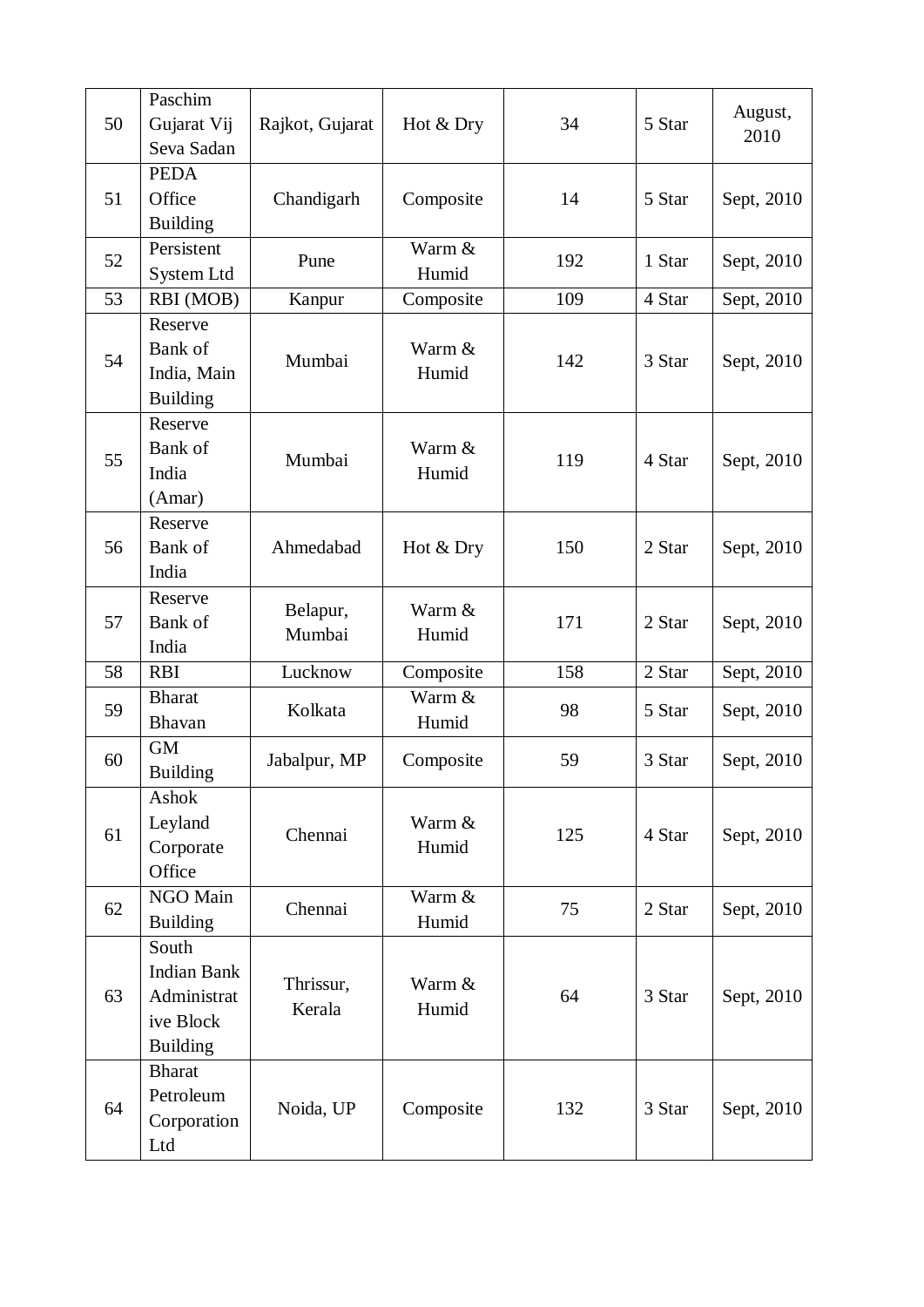| 50 | Paschim Gujarat Vij Seva Sadan | Rajkot, Gujarat | Hot & Dry | 34 | 5 Star | August, 2010 |
|---|---|---|---|---|---|---|
| 51 | PEDA Office Building | Chandigarh | Composite | 14 | 5 Star | Sept, 2010 |
| 52 | Persistent System Ltd | Pune | Warm & Humid | 192 | 1 Star | Sept, 2010 |
| 53 | RBI (MOB) | Kanpur | Composite | 109 | 4 Star | Sept, 2010 |
| 54 | Reserve Bank of India, Main Building | Mumbai | Warm & Humid | 142 | 3 Star | Sept, 2010 |
| 55 | Reserve Bank of India (Amar) | Mumbai | Warm & Humid | 119 | 4 Star | Sept, 2010 |
| 56 | Reserve Bank of India | Ahmedabad | Hot & Dry | 150 | 2 Star | Sept, 2010 |
| 57 | Reserve Bank of India | Belapur, Mumbai | Warm & Humid | 171 | 2 Star | Sept, 2010 |
| 58 | RBI | Lucknow | Composite | 158 | 2 Star | Sept, 2010 |
| 59 | Bharat Bhavan | Kolkata | Warm & Humid | 98 | 5 Star | Sept, 2010 |
| 60 | GM Building | Jabalpur, MP | Composite | 59 | 3 Star | Sept, 2010 |
| 61 | Ashok Leyland Corporate Office | Chennai | Warm & Humid | 125 | 4 Star | Sept, 2010 |
| 62 | NGO Main Building | Chennai | Warm & Humid | 75 | 2 Star | Sept, 2010 |
| 63 | South Indian Bank Administrative Block Building | Thrissur, Kerala | Warm & Humid | 64 | 3 Star | Sept, 2010 |
| 64 | Bharat Petroleum Corporation Ltd | Noida, UP | Composite | 132 | 3 Star | Sept, 2010 |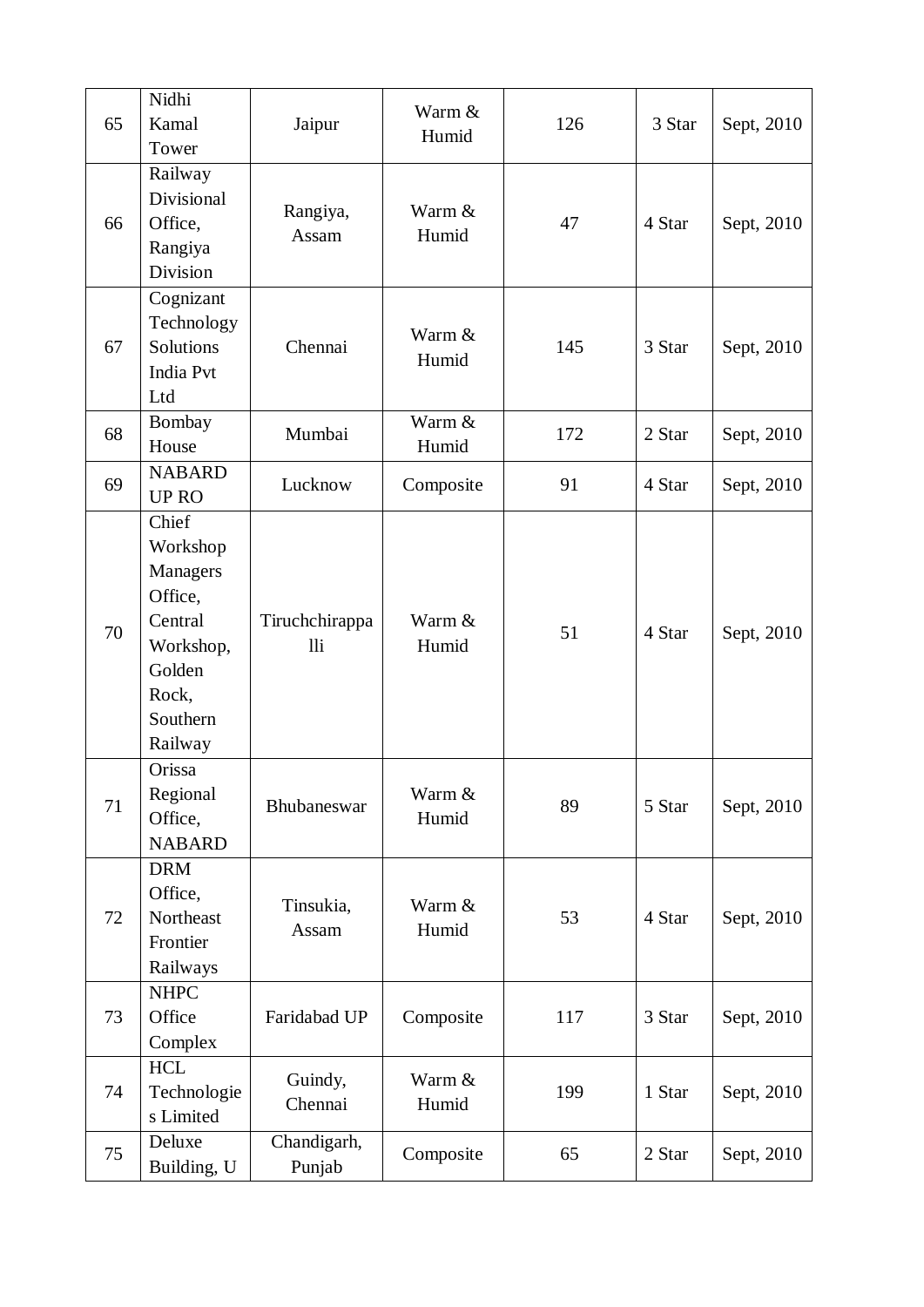| 65 | Nidhi Kamal Tower | Jaipur | Warm & Humid | 126 | 3 Star | Sept, 2010 |
|---|---|---|---|---|---|---|
| 66 | Railway Divisional Office, Rangiya Division | Rangiya, Assam | Warm & Humid | 47 | 4 Star | Sept, 2010 |
| 67 | Cognizant Technology Solutions India Pvt Ltd | Chennai | Warm & Humid | 145 | 3 Star | Sept, 2010 |
| 68 | Bombay House | Mumbai | Warm & Humid | 172 | 2 Star | Sept, 2010 |
| 69 | NABARD UP RO | Lucknow | Composite | 91 | 4 Star | Sept, 2010 |
| 70 | Chief Workshop Managers Office, Central Workshop, Golden Rock, Southern Railway | Tiruchchirappalli | Warm & Humid | 51 | 4 Star | Sept, 2010 |
| 71 | Orissa Regional Office, NABARD | Bhubaneswar | Warm & Humid | 89 | 5 Star | Sept, 2010 |
| 72 | DRM Office, Northeast Frontier Railways | Tinsukia, Assam | Warm & Humid | 53 | 4 Star | Sept, 2010 |
| 73 | NHPC Office Complex | Faridabad UP | Composite | 117 | 3 Star | Sept, 2010 |
| 74 | HCL Technologies Limited | Guindy, Chennai | Warm & Humid | 199 | 1 Star | Sept, 2010 |
| 75 | Deluxe Building, U | Chandigarh, Punjab | Composite | 65 | 2 Star | Sept, 2010 |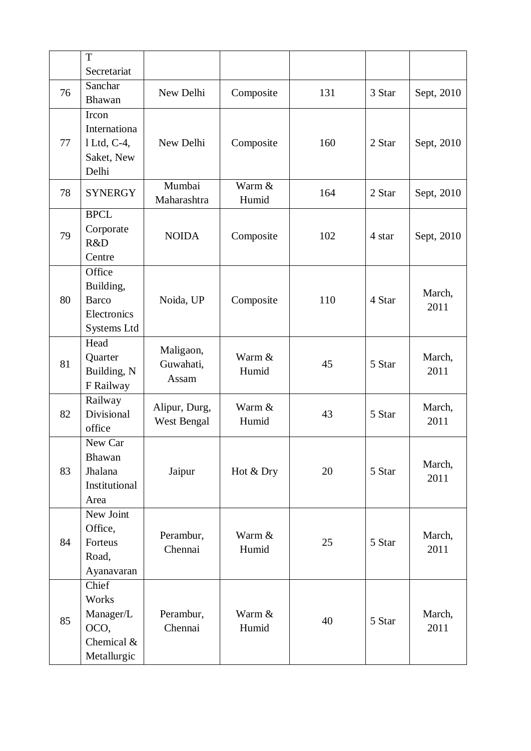| | T Secretariat | | | | | |
|---|---|---|---|---|---|---|
| 76 | Sanchar Bhawan | New Delhi | Composite | 131 | 3 Star | Sept, 2010 |
| 77 | Ircon International Ltd, C-4, Saket, New Delhi | New Delhi | Composite | 160 | 2 Star | Sept, 2010 |
| 78 | SYNERGY | Mumbai Maharashtra | Warm & Humid | 164 | 2 Star | Sept, 2010 |
| 79 | BPCL Corporate R&D Centre | NOIDA | Composite | 102 | 4 star | Sept, 2010 |
| 80 | Office Building, Barco Electronics Systems Ltd | Noida, UP | Composite | 110 | 4 Star | March, 2011 |
| 81 | Head Quarter Building, N F Railway | Maligaon, Guwahati, Assam | Warm & Humid | 45 | 5 Star | March, 2011 |
| 82 | Railway Divisional office | Alipur, Durg, West Bengal | Warm & Humid | 43 | 5 Star | March, 2011 |
| 83 | New Car Bhawan Jhalana Institutional Area | Jaipur | Hot & Dry | 20 | 5 Star | March, 2011 |
| 84 | New Joint Office, Forteus Road, Ayanavaran | Perambur, Chennai | Warm & Humid | 25 | 5 Star | March, 2011 |
| 85 | Chief Works Manager/LOCO, Chemical & Metallurgic | Perambur, Chennai | Warm & Humid | 40 | 5 Star | March, 2011 |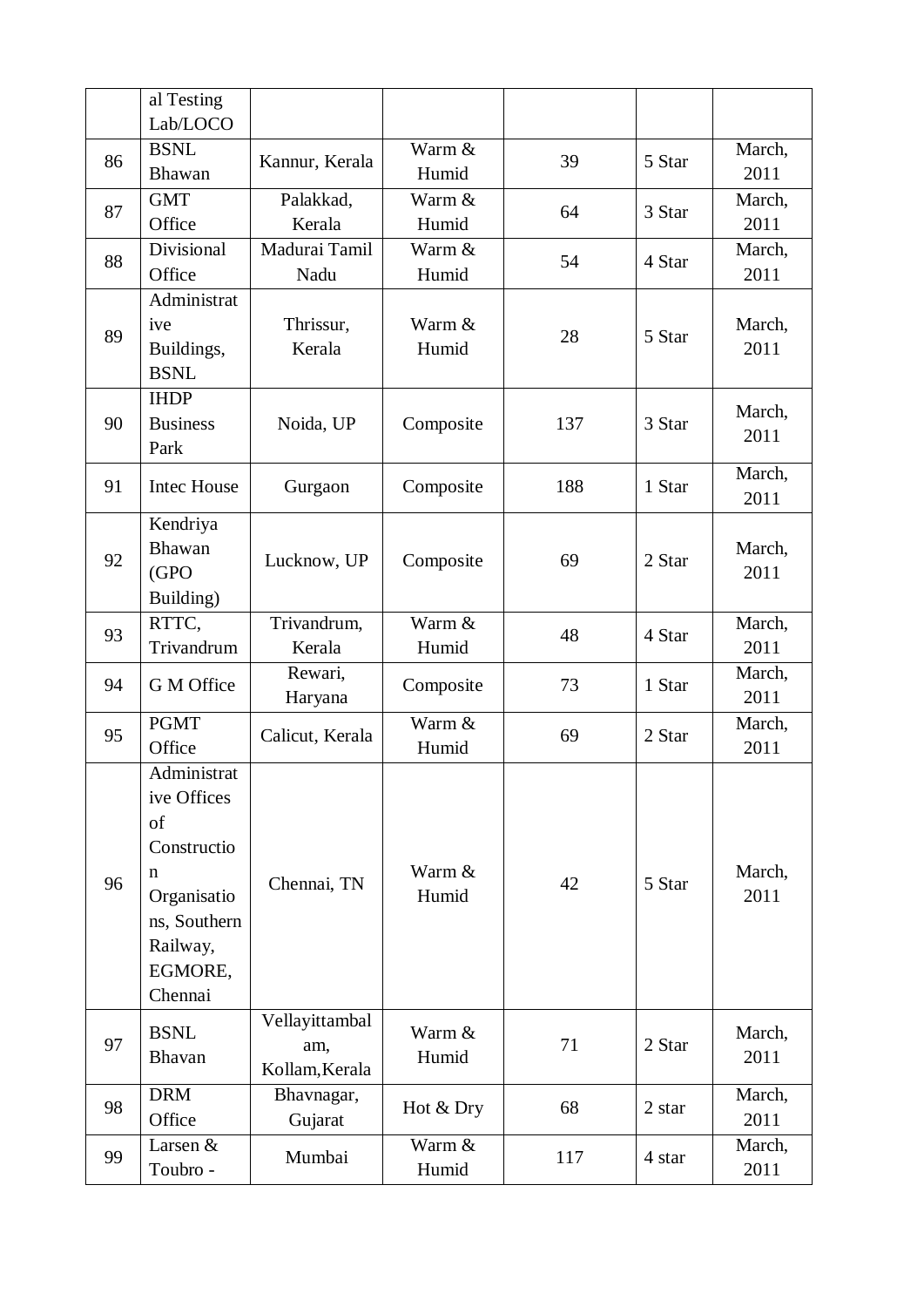| | | | | | | |
|---|---|---|---|---|---|---|
| | al Testing Lab/LOCO | | | | | |
| 86 | BSNL Bhawan | Kannur, Kerala | Warm & Humid | 39 | 5 Star | March, 2011 |
| 87 | GMT Office | Palakkad, Kerala | Warm & Humid | 64 | 3 Star | March, 2011 |
| 88 | Divisional Office | Madurai Tamil Nadu | Warm & Humid | 54 | 4 Star | March, 2011 |
| 89 | Administrative Buildings, BSNL | Thrissur, Kerala | Warm & Humid | 28 | 5 Star | March, 2011 |
| 90 | IHDP Business Park | Noida, UP | Composite | 137 | 3 Star | March, 2011 |
| 91 | Intec House | Gurgaon | Composite | 188 | 1 Star | March, 2011 |
| 92 | Kendriya Bhawan (GPO Building) | Lucknow, UP | Composite | 69 | 2 Star | March, 2011 |
| 93 | RTTC, Trivandrum | Trivandrum, Kerala | Warm & Humid | 48 | 4 Star | March, 2011 |
| 94 | G M Office | Rewari, Haryana | Composite | 73 | 1 Star | March, 2011 |
| 95 | PGMT Office | Calicut, Kerala | Warm & Humid | 69 | 2 Star | March, 2011 |
| 96 | Administrative Offices of Construction Organisations, Southern Railway, EGMORE, Chennai | Chennai, TN | Warm & Humid | 42 | 5 Star | March, 2011 |
| 97 | BSNL Bhavan | Vellayittambalam, Kollam,Kerala | Warm & Humid | 71 | 2 Star | March, 2011 |
| 98 | DRM Office | Bhavnagar, Gujarat | Hot & Dry | 68 | 2 star | March, 2011 |
| 99 | Larsen & Toubro - | Mumbai | Warm & Humid | 117 | 4 star | March, 2011 |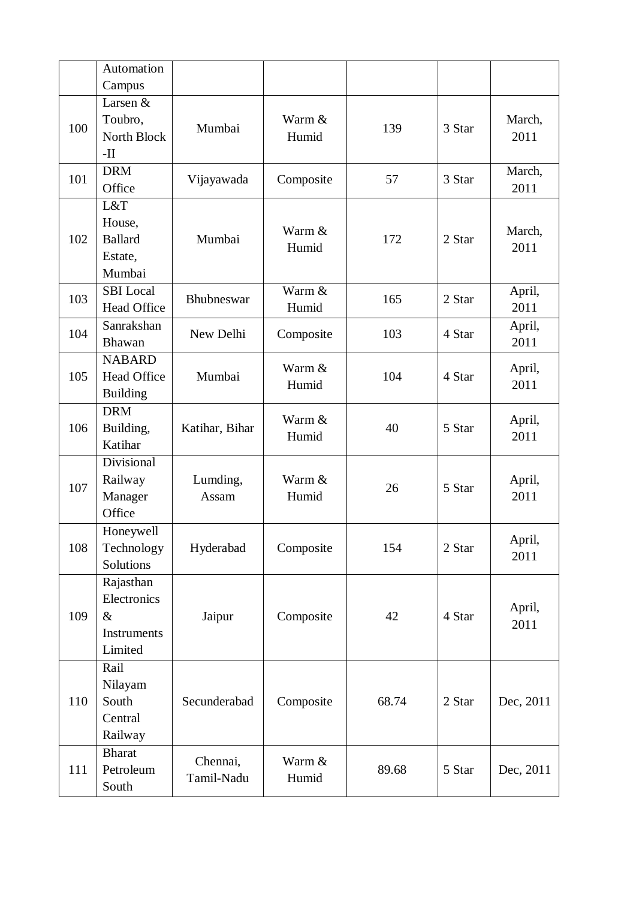| | | | | | | |
|---|---|---|---|---|---|---|
| | Automation Campus | | | | | |
| 100 | Larsen & Toubro, North Block -II | Mumbai | Warm & Humid | 139 | 3 Star | March, 2011 |
| 101 | DRM Office | Vijayawada | Composite | 57 | 3 Star | March, 2011 |
| 102 | L&T House, Ballard Estate, Mumbai | Mumbai | Warm & Humid | 172 | 2 Star | March, 2011 |
| 103 | SBI Local Head Office | Bhubneswar | Warm & Humid | 165 | 2 Star | April, 2011 |
| 104 | Sanrakshan Bhawan | New Delhi | Composite | 103 | 4 Star | April, 2011 |
| 105 | NABARD Head Office Building | Mumbai | Warm & Humid | 104 | 4 Star | April, 2011 |
| 106 | DRM Building, Katihar | Katihar, Bihar | Warm & Humid | 40 | 5 Star | April, 2011 |
| 107 | Divisional Railway Manager Office | Lumding, Assam | Warm & Humid | 26 | 5 Star | April, 2011 |
| 108 | Honeywell Technology Solutions | Hyderabad | Composite | 154 | 2 Star | April, 2011 |
| 109 | Rajasthan Electronics & Instruments Limited | Jaipur | Composite | 42 | 4 Star | April, 2011 |
| 110 | Rail Nilayam South Central Railway | Secunderabad | Composite | 68.74 | 2 Star | Dec, 2011 |
| 111 | Bharat Petroleum South | Chennai, Tamil-Nadu | Warm & Humid | 89.68 | 5 Star | Dec, 2011 |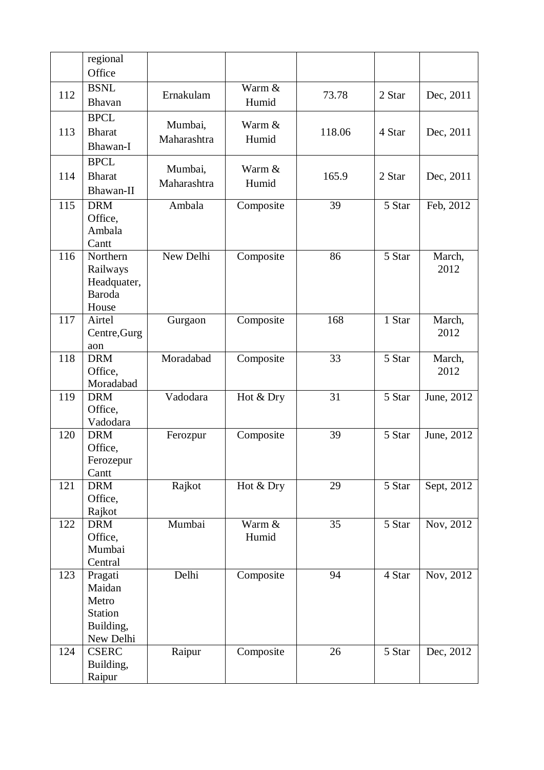| | | | | | | |
|---|---|---|---|---|---|---|
| | regional Office | | | | | |
| 112 | BSNL Bhavan | Ernakulam | Warm & Humid | 73.78 | 2 Star | Dec, 2011 |
| 113 | BPCL Bharat Bhawan-I | Mumbai, Maharashtra | Warm & Humid | 118.06 | 4 Star | Dec, 2011 |
| 114 | BPCL Bharat Bhawan-II | Mumbai, Maharashtra | Warm & Humid | 165.9 | 2 Star | Dec, 2011 |
| 115 | DRM Office, Ambala Cantt | Ambala | Composite | 39 | 5 Star | Feb, 2012 |
| 116 | Northern Railways Headquater, Baroda House | New Delhi | Composite | 86 | 5 Star | March, 2012 |
| 117 | Airtel Centre,Gurgaon | Gurgaon | Composite | 168 | 1 Star | March, 2012 |
| 118 | DRM Office, Moradabad | Moradabad | Composite | 33 | 5 Star | March, 2012 |
| 119 | DRM Office, Vadodara | Vadodara | Hot & Dry | 31 | 5 Star | June, 2012 |
| 120 | DRM Office, Ferozepur Cantt | Ferozpur | Composite | 39 | 5 Star | June, 2012 |
| 121 | DRM Office, Rajkot | Rajkot | Hot & Dry | 29 | 5 Star | Sept, 2012 |
| 122 | DRM Office, Mumbai Central | Mumbai | Warm & Humid | 35 | 5 Star | Nov, 2012 |
| 123 | Pragati Maidan Metro Station Building, New Delhi | Delhi | Composite | 94 | 4 Star | Nov, 2012 |
| 124 | CSERC Building, Raipur | Raipur | Composite | 26 | 5 Star | Dec, 2012 |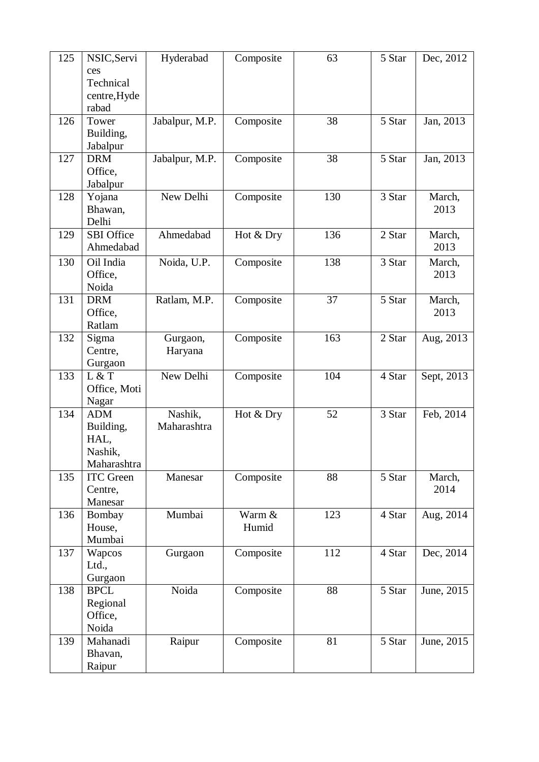| 125 | NSIC,Services Technical centre,Hyderabad | Hyderabad | Composite | 63 | 5 Star | Dec, 2012 |
|---|---|---|---|---|---|---|
| 126 | Tower Building, Jabalpur | Jabalpur, M.P. | Composite | 38 | 5 Star | Jan, 2013 |
| 127 | DRM Office, Jabalpur | Jabalpur, M.P. | Composite | 38 | 5 Star | Jan, 2013 |
| 128 | Yojana Bhawan, Delhi | New Delhi | Composite | 130 | 3 Star | March, 2013 |
| 129 | SBI Office Ahmedabad | Ahmedabad | Hot & Dry | 136 | 2 Star | March, 2013 |
| 130 | Oil India Office, Noida | Noida, U.P. | Composite | 138 | 3 Star | March, 2013 |
| 131 | DRM Office, Ratlam | Ratlam, M.P. | Composite | 37 | 5 Star | March, 2013 |
| 132 | Sigma Centre, Gurgaon | Gurgaon, Haryana | Composite | 163 | 2 Star | Aug, 2013 |
| 133 | L & T Office, Moti Nagar | New Delhi | Composite | 104 | 4 Star | Sept, 2013 |
| 134 | ADM Building, HAL, Nashik, Maharashtra | Nashik, Maharashtra | Hot & Dry | 52 | 3 Star | Feb, 2014 |
| 135 | ITC Green Centre, Manesar | Manesar | Composite | 88 | 5 Star | March, 2014 |
| 136 | Bombay House, Mumbai | Mumbai | Warm & Humid | 123 | 4 Star | Aug, 2014 |
| 137 | Wapcos Ltd., Gurgaon | Gurgaon | Composite | 112 | 4 Star | Dec, 2014 |
| 138 | BPCL Regional Office, Noida | Noida | Composite | 88 | 5 Star | June, 2015 |
| 139 | Mahanadi Bhavan, Raipur | Raipur | Composite | 81 | 5 Star | June, 2015 |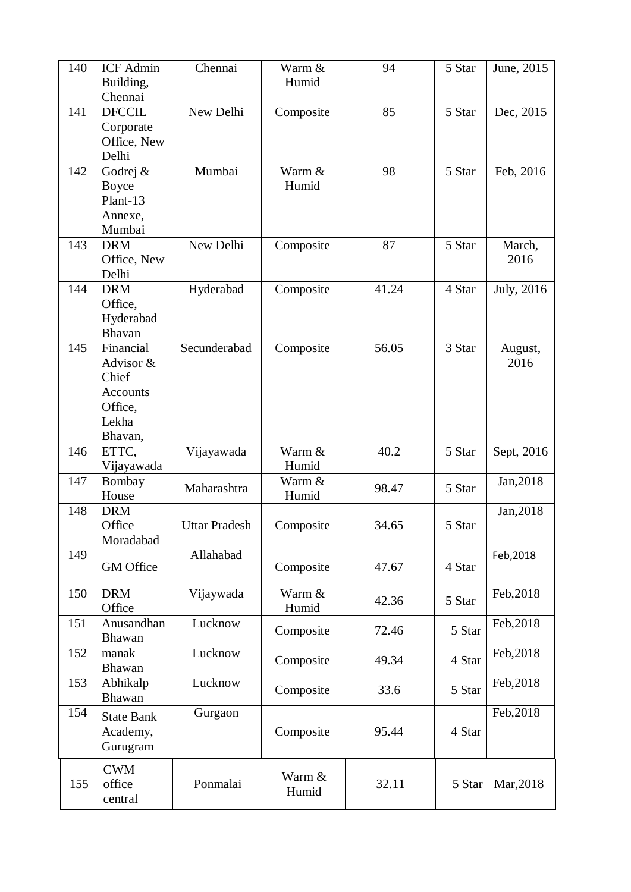| 140 | ICF Admin Building, Chennai | Chennai | Warm & Humid | 94 | 5 Star | June, 2015 |
|---|---|---|---|---|---|---|
| 141 | DFCCIL Corporate Office, New Delhi | New Delhi | Composite | 85 | 5 Star | Dec, 2015 |
| 142 | Godrej & Boyce Plant-13 Annexe, Mumbai | Mumbai | Warm & Humid | 98 | 5 Star | Feb, 2016 |
| 143 | DRM Office, New Delhi | New Delhi | Composite | 87 | 5 Star | March, 2016 |
| 144 | DRM Office, Hyderabad Bhavan | Hyderabad | Composite | 41.24 | 4 Star | July, 2016 |
| 145 | Financial Advisor & Chief Accounts Office, Lekha Bhavan, | Secunderabad | Composite | 56.05 | 3 Star | August, 2016 |
| 146 | ETTC, Vijayawada | Vijayawada | Warm & Humid | 40.2 | 5 Star | Sept, 2016 |
| 147 | Bombay House | Maharashtra | Warm & Humid | 98.47 | 5 Star | Jan,2018 |
| 148 | DRM Office Moradabad | Uttar Pradesh | Composite | 34.65 | 5 Star | Jan,2018 |
| 149 | GM Office | Allahabad | Composite | 47.67 | 4 Star | Feb,2018 |
| 150 | DRM Office | Vijaywada | Warm & Humid | 42.36 | 5 Star | Feb,2018 |
| 151 | Anusandhan Bhawan | Lucknow | Composite | 72.46 | 5 Star | Feb,2018 |
| 152 | manak Bhawan | Lucknow | Composite | 49.34 | 4 Star | Feb,2018 |
| 153 | Abhikalp Bhawan | Lucknow | Composite | 33.6 | 5 Star | Feb,2018 |
| 154 | State Bank Academy, Gurugram | Gurgaon | Composite | 95.44 | 4 Star | Feb,2018 |
| 155 | CWM office central | Ponmalai | Warm & Humid | 32.11 | 5 Star | Mar,2018 |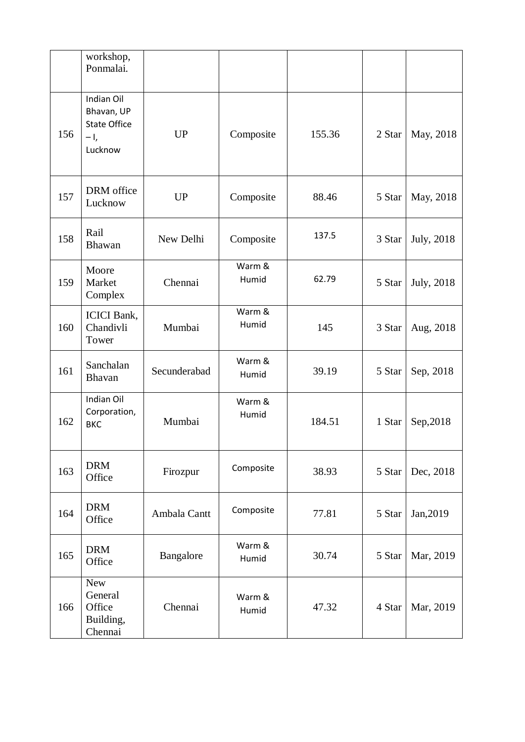| | | | | | | |
|---|---|---|---|---|---|---|
| | workshop, Ponmalai. | | | | | |
| 156 | Indian Oil Bhavan, UP State Office – I, Lucknow | UP | Composite | 155.36 | 2 Star | May, 2018 |
| 157 | DRM office Lucknow | UP | Composite | 88.46 | 5 Star | May, 2018 |
| 158 | Rail Bhawan | New Delhi | Composite | 137.5 | 3 Star | July, 2018 |
| 159 | Moore Market Complex | Chennai | Warm & Humid | 62.79 | 5 Star | July, 2018 |
| 160 | ICICI Bank, Chandivli Tower | Mumbai | Warm & Humid | 145 | 3 Star | Aug, 2018 |
| 161 | Sanchalan Bhavan | Secunderabad | Warm & Humid | 39.19 | 5 Star | Sep, 2018 |
| 162 | Indian Oil Corporation, BKC | Mumbai | Warm & Humid | 184.51 | 1 Star | Sep,2018 |
| 163 | DRM Office | Firozpur | Composite | 38.93 | 5 Star | Dec, 2018 |
| 164 | DRM Office | Ambala Cantt | Composite | 77.81 | 5 Star | Jan,2019 |
| 165 | DRM Office | Bangalore | Warm & Humid | 30.74 | 5 Star | Mar, 2019 |
| 166 | New General Office Building, Chennai | Chennai | Warm & Humid | 47.32 | 4 Star | Mar, 2019 |